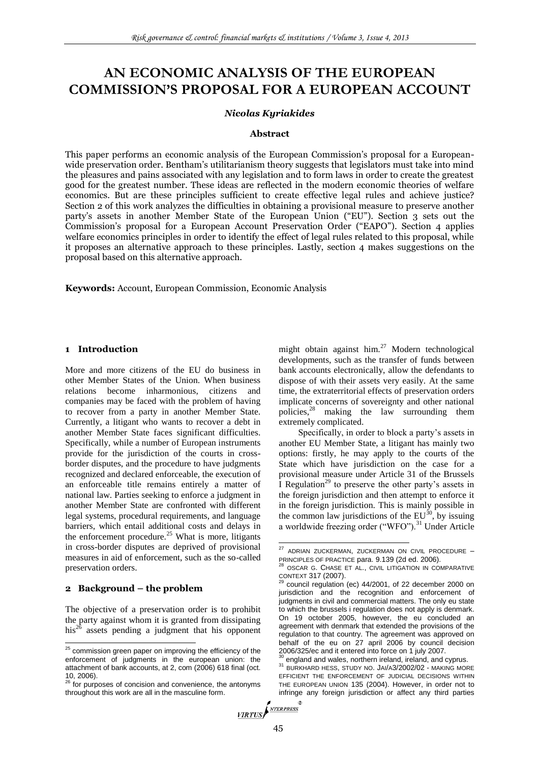# AN ECONOMIC ANALYSIS OF THE EUROPEAN COMMISSION'S PROPOSAL FOR A EUROPEAN ACCOUNT

***Nicolas Kyriakides***

### Abstract

This paper performs an economic analysis of the European Commission's proposal for a European-wide preservation order. Bentham's utilitarianism theory suggests that legislators must take into mind the pleasures and pains associated with any legislation and to form laws in order to create the greatest good for the greatest number. These ideas are reflected in the modern economic theories of welfare economics. But are these principles sufficient to create effective legal rules and achieve justice? Section 2 of this work analyzes the difficulties in obtaining a provisional measure to preserve another party's assets in another Member State of the European Union ("EU"). Section 3 sets out the Commission's proposal for a European Account Preservation Order ("EAPO"). Section 4 applies welfare economics principles in order to identify the effect of legal rules related to this proposal, while it proposes an alternative approach to these principles. Lastly, section 4 makes suggestions on the proposal based on this alternative approach.

**Keywords:** Account, European Commission, Economic Analysis

## 1 Introduction

More and more citizens of the EU do business in other Member States of the Union. When business relations become inharmonious, citizens and companies may be faced with the problem of having to recover from a party in another Member State. Currently, a litigant who wants to recover a debt in another Member State faces significant difficulties. Specifically, while a number of European instruments provide for the jurisdiction of the courts in cross-border disputes, and the procedure to have judgments recognized and declared enforceable, the execution of an enforceable title remains entirely a matter of national law. Parties seeking to enforce a judgment in another Member State are confronted with different legal systems, procedural requirements, and language barriers, which entail additional costs and delays in the enforcement procedure.[25] What is more, litigants in cross-border disputes are deprived of provisional measures in aid of enforcement, such as the so-called preservation orders.

## 2 Background – the problem

The objective of a preservation order is to prohibit the party against whom it is granted from dissipating his[26] assets pending a judgment that his opponent might obtain against him.[27] Modern technological developments, such as the transfer of funds between bank accounts electronically, allow the defendants to dispose of with their assets very easily. At the same time, the extraterritorial effects of preservation orders implicate concerns of sovereignty and other national policies,[28] making the law surrounding them extremely complicated.

Specifically, in order to block a party's assets in another EU Member State, a litigant has mainly two options: firstly, he may apply to the courts of the State which have jurisdiction on the case for a provisional measure under Article 31 of the Brussels I Regulation[29] to preserve the other party's assets in the foreign jurisdiction and then attempt to enforce it in the foreign jurisdiction. This is mainly possible in the common law jurisdictions of the EU[30], by issuing a worldwide freezing order ("WFO").[31] Under Article

---

[25] commission green paper on improving the efficiency of the enforcement of judgments in the european union: the attachment of bank accounts, at 2, com (2006) 618 final (oct. 10, 2006).

[26] for purposes of concision and convenience, the antonyms throughout this work are all in the masculine form.

[27] ADRIAN ZUCKERMAN, ZUCKERMAN ON CIVIL PROCEDURE – PRINCIPLES OF PRACTICE para. 9.139 (2d ed. 2006).

[28] OSCAR G. CHASE ET AL., CIVIL LITIGATION IN COMPARATIVE CONTEXT 317 (2007).

[29] council regulation (ec) 44/2001, of 22 december 2000 on jurisdiction and the recognition and enforcement of judgments in civil and commercial matters. The only eu state to which the brussels i regulation does not apply is denmark. On 19 october 2005, however, the eu concluded an agreement with denmark that extended the provisions of the regulation to that country. The agreement was approved on behalf of the eu on 27 april 2006 by council decision 2006/325/ec and it entered into force on 1 july 2007.

[30] england and wales, northern ireland, ireland, and cyprus.

[31] BURKHARD HESS, STUDY NO. JAI/A3/2002/02 - MAKING MORE EFFICIENT THE ENFORCEMENT OF JUDICIAL DECISIONS WITHIN THE EUROPEAN UNION 135 (2004). However, in order not to infringe any foreign jurisdiction or affect any third parties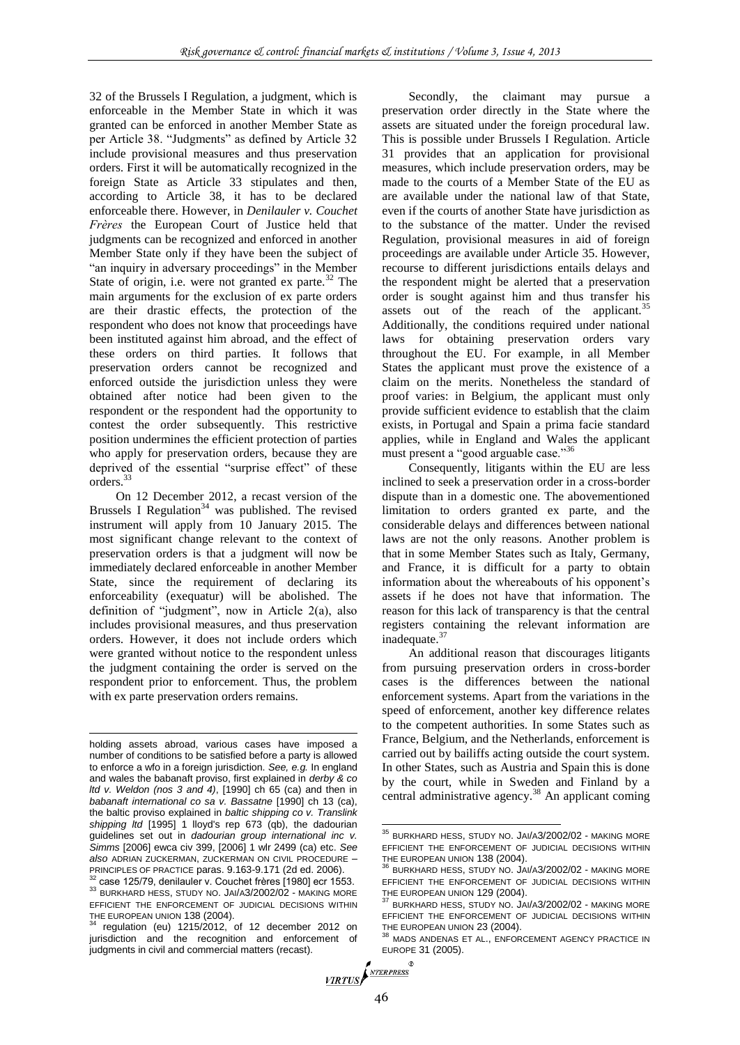32 of the Brussels I Regulation, a judgment, which is enforceable in the Member State in which it was granted can be enforced in another Member State as per Article 38. "Judgments" as defined by Article 32 include provisional measures and thus preservation orders. First it will be automatically recognized in the foreign State as Article 33 stipulates and then, according to Article 38, it has to be declared enforceable there. However, in *Denilauler v. Couchet Frères* the European Court of Justice held that judgments can be recognized and enforced in another Member State only if they have been the subject of "an inquiry in adversary proceedings" in the Member State of origin, i.e. were not granted ex parte.[32] The main arguments for the exclusion of ex parte orders are their drastic effects, the protection of the respondent who does not know that proceedings have been instituted against him abroad, and the effect of these orders on third parties. It follows that preservation orders cannot be recognized and enforced outside the jurisdiction unless they were obtained after notice had been given to the respondent or the respondent had the opportunity to contest the order subsequently. This restrictive position undermines the efficient protection of parties who apply for preservation orders, because they are deprived of the essential "surprise effect" of these orders.[33]

On 12 December 2012, a recast version of the Brussels I Regulation[34] was published. The revised instrument will apply from 10 January 2015. The most significant change relevant to the context of preservation orders is that a judgment will now be immediately declared enforceable in another Member State, since the requirement of declaring its enforceability (exequatur) will be abolished. The definition of "judgment", now in Article 2(a), also includes provisional measures, and thus preservation orders. However, it does not include orders which were granted without notice to the respondent unless the judgment containing the order is served on the respondent prior to enforcement. Thus, the problem with ex parte preservation orders remains.

Secondly, the claimant may pursue a preservation order directly in the State where the assets are situated under the foreign procedural law. This is possible under Brussels I Regulation. Article 31 provides that an application for provisional measures, which include preservation orders, may be made to the courts of a Member State of the EU as are available under the national law of that State, even if the courts of another State have jurisdiction as to the substance of the matter. Under the revised Regulation, provisional measures in aid of foreign proceedings are available under Article 35. However, recourse to different jurisdictions entails delays and the respondent might be alerted that a preservation order is sought against him and thus transfer his assets out of the reach of the applicant.[35] Additionally, the conditions required under national laws for obtaining preservation orders vary throughout the EU. For example, in all Member States the applicant must prove the existence of a claim on the merits. Nonetheless the standard of proof varies: in Belgium, the applicant must only provide sufficient evidence to establish that the claim exists, in Portugal and Spain a prima facie standard applies, while in England and Wales the applicant must present a "good arguable case."[36]

Consequently, litigants within the EU are less inclined to seek a preservation order in a cross-border dispute than in a domestic one. The abovementioned limitation to orders granted ex parte, and the considerable delays and differences between national laws are not the only reasons. Another problem is that in some Member States such as Italy, Germany, and France, it is difficult for a party to obtain information about the whereabouts of his opponent's assets if he does not have that information. The reason for this lack of transparency is that the central registers containing the relevant information are inadequate.[37]

An additional reason that discourages litigants from pursuing preservation orders in cross-border cases is the differences between the national enforcement systems. Apart from the variations in the speed of enforcement, another key difference relates to the competent authorities. In some States such as France, Belgium, and the Netherlands, enforcement is carried out by bailiffs acting outside the court system. In other States, such as Austria and Spain this is done by the court, while in Sweden and Finland by a central administrative agency.[38] An applicant coming

---

holding assets abroad, various cases have imposed a number of conditions to be satisfied before a party is allowed to enforce a wfo in a foreign jurisdiction. *See, e.g.* In england and wales the babanaft proviso, first explained in *derby & co ltd v. Weldon (nos 3 and 4)*, [1990] ch 65 (ca) and then in *babanaft international co sa v. Bassatne* [1990] ch 13 (ca), the baltic proviso explained in *baltic shipping co v. Translink shipping ltd* [1995] 1 lloyd's rep 673 (qb), the dadourian guidelines set out in *dadourian group international inc v. Simms* [2006] ewca civ 399, [2006] 1 wlr 2499 (ca) etc. *See also* ADRIAN ZUCKERMAN, ZUCKERMAN ON CIVIL PROCEDURE – PRINCIPLES OF PRACTICE paras. 9.163-9.171 (2d ed. 2006).

[32] case 125/79, denilauler v. Couchet frères [1980] ecr 1553.

[33] BURKHARD HESS, STUDY NO. JAI/A3/2002/02 - MAKING MORE EFFICIENT THE ENFORCEMENT OF JUDICIAL DECISIONS WITHIN THE EUROPEAN UNION 138 (2004).

[34] regulation (eu) 1215/2012, of 12 december 2012 on jurisdiction and the recognition and enforcement of judgments in civil and commercial matters (recast).

[35] BURKHARD HESS, STUDY NO. JAI/A3/2002/02 - MAKING MORE EFFICIENT THE ENFORCEMENT OF JUDICIAL DECISIONS WITHIN THE EUROPEAN UNION 138 (2004).

[36] BURKHARD HESS, STUDY NO. JAI/A3/2002/02 - MAKING MORE EFFICIENT THE ENFORCEMENT OF JUDICIAL DECISIONS WITHIN THE EUROPEAN UNION 129 (2004).

[37] BURKHARD HESS, STUDY NO. JAI/A3/2002/02 - MAKING MORE EFFICIENT THE ENFORCEMENT OF JUDICIAL DECISIONS WITHIN THE EUROPEAN UNION 23 (2004).

[38] MADS ANDENAS ET AL., ENFORCEMENT AGENCY PRACTICE IN EUROPE 31 (2005).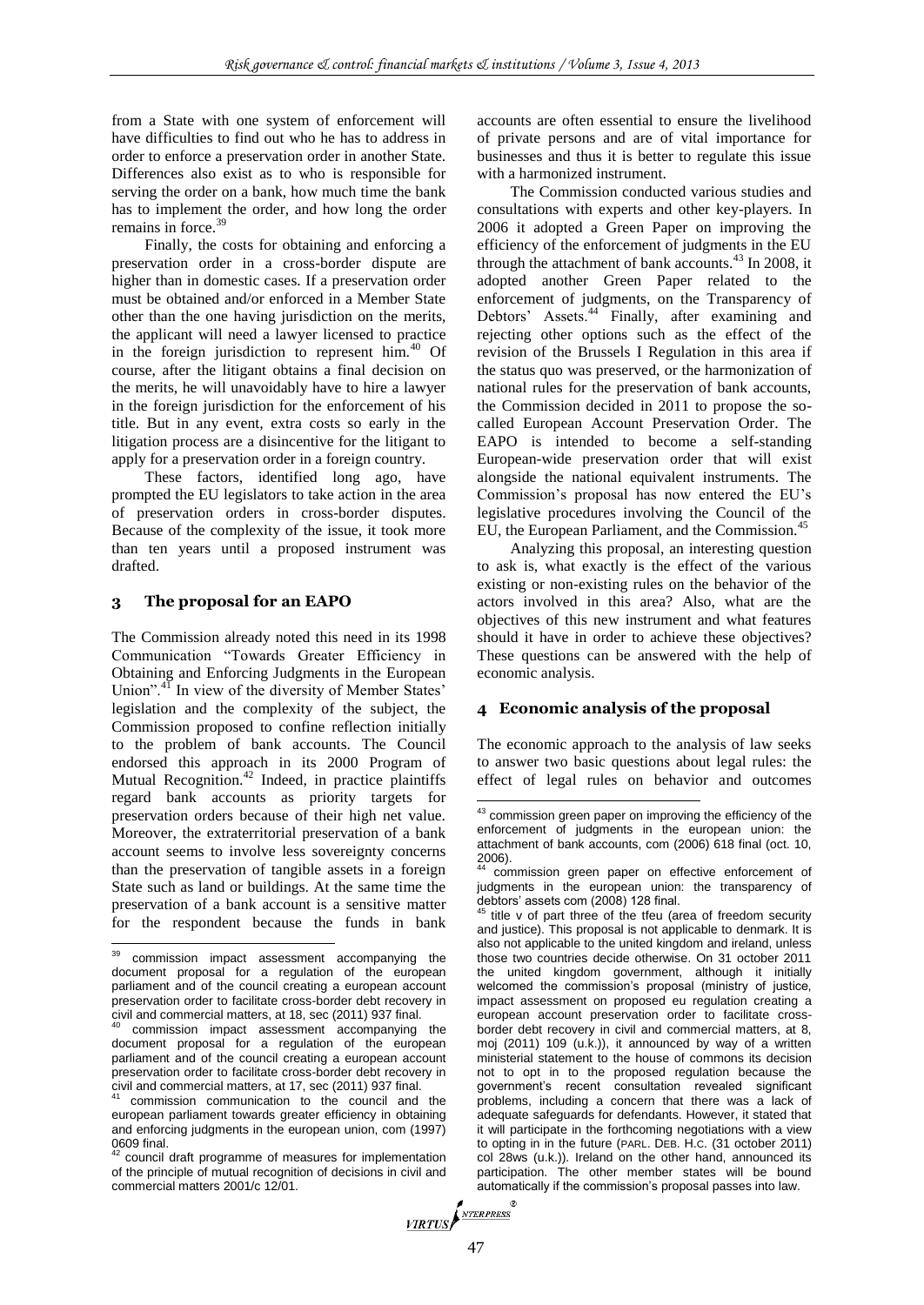from a State with one system of enforcement will have difficulties to find out who he has to address in order to enforce a preservation order in another State. Differences also exist as to who is responsible for serving the order on a bank, how much time the bank has to implement the order, and how long the order remains in force.[39]

Finally, the costs for obtaining and enforcing a preservation order in a cross-border dispute are higher than in domestic cases. If a preservation order must be obtained and/or enforced in a Member State other than the one having jurisdiction on the merits, the applicant will need a lawyer licensed to practice in the foreign jurisdiction to represent him.[40] Of course, after the litigant obtains a final decision on the merits, he will unavoidably have to hire a lawyer in the foreign jurisdiction for the enforcement of his title. But in any event, extra costs so early in the litigation process are a disincentive for the litigant to apply for a preservation order in a foreign country.

These factors, identified long ago, have prompted the EU legislators to take action in the area of preservation orders in cross-border disputes. Because of the complexity of the issue, it took more than ten years until a proposed instrument was drafted.

## 3 The proposal for an EAPO

The Commission already noted this need in its 1998 Communication "Towards Greater Efficiency in Obtaining and Enforcing Judgments in the European Union".[41] In view of the diversity of Member States' legislation and the complexity of the subject, the Commission proposed to confine reflection initially to the problem of bank accounts. The Council endorsed this approach in its 2000 Program of Mutual Recognition.[42] Indeed, in practice plaintiffs regard bank accounts as priority targets for preservation orders because of their high net value. Moreover, the extraterritorial preservation of a bank account seems to involve less sovereignty concerns than the preservation of tangible assets in a foreign State such as land or buildings. At the same time the preservation of a bank account is a sensitive matter for the respondent because the funds in bank accounts are often essential to ensure the livelihood of private persons and are of vital importance for businesses and thus it is better to regulate this issue with a harmonized instrument.

The Commission conducted various studies and consultations with experts and other key-players. In 2006 it adopted a Green Paper on improving the efficiency of the enforcement of judgments in the EU through the attachment of bank accounts.[43] In 2008, it adopted another Green Paper related to the enforcement of judgments, on the Transparency of Debtors' Assets.[44] Finally, after examining and rejecting other options such as the effect of the revision of the Brussels I Regulation in this area if the status quo was preserved, or the harmonization of national rules for the preservation of bank accounts, the Commission decided in 2011 to propose the so-called European Account Preservation Order. The EAPO is intended to become a self-standing European-wide preservation order that will exist alongside the national equivalent instruments. The Commission's proposal has now entered the EU's legislative procedures involving the Council of the EU, the European Parliament, and the Commission.[45]

Analyzing this proposal, an interesting question to ask is, what exactly is the effect of the various existing or non-existing rules on the behavior of the actors involved in this area? Also, what are the objectives of this new instrument and what features should it have in order to achieve these objectives? These questions can be answered with the help of economic analysis.

## 4 Economic analysis of the proposal

The economic approach to the analysis of law seeks to answer two basic questions about legal rules: the effect of legal rules on behavior and outcomes

---

[39] commission impact assessment accompanying the document proposal for a regulation of the european parliament and of the council creating a european account preservation order to facilitate cross-border debt recovery in civil and commercial matters, at 18, sec (2011) 937 final.

[40] commission impact assessment accompanying the document proposal for a regulation of the european parliament and of the council creating a european account preservation order to facilitate cross-border debt recovery in civil and commercial matters, at 17, sec (2011) 937 final.

[41] commission communication to the council and the european parliament towards greater efficiency in obtaining and enforcing judgments in the european union, com (1997) 0609 final.

[42] council draft programme of measures for implementation of the principle of mutual recognition of decisions in civil and commercial matters 2001/c 12/01.

[43] commission green paper on improving the efficiency of the enforcement of judgments in the european union: the attachment of bank accounts, com (2006) 618 final (oct. 10, 2006).

[44] commission green paper on effective enforcement of judgments in the european union: the transparency of debtors' assets com (2008) 128 final.

[45] title v of part three of the tfeu (area of freedom security and justice). This proposal is not applicable to denmark. It is also not applicable to the united kingdom and ireland, unless those two countries decide otherwise. On 31 october 2011 the united kingdom government, although it initially welcomed the commission's proposal (ministry of justice, impact assessment on proposed eu regulation creating a european account preservation order to facilitate cross-border debt recovery in civil and commercial matters, at 8, moj (2011) 109 (u.k.)), it announced by way of a written ministerial statement to the house of commons its decision not to opt in to the proposed regulation because the government's recent consultation revealed significant problems, including a concern that there was a lack of adequate safeguards for defendants. However, it stated that it will participate in the forthcoming negotiations with a view to opting in in the future (PARL. DEB. H.C. (31 october 2011) col 28ws (u.k.)). Ireland on the other hand, announced its participation. The other member states will be bound automatically if the commission's proposal passes into law.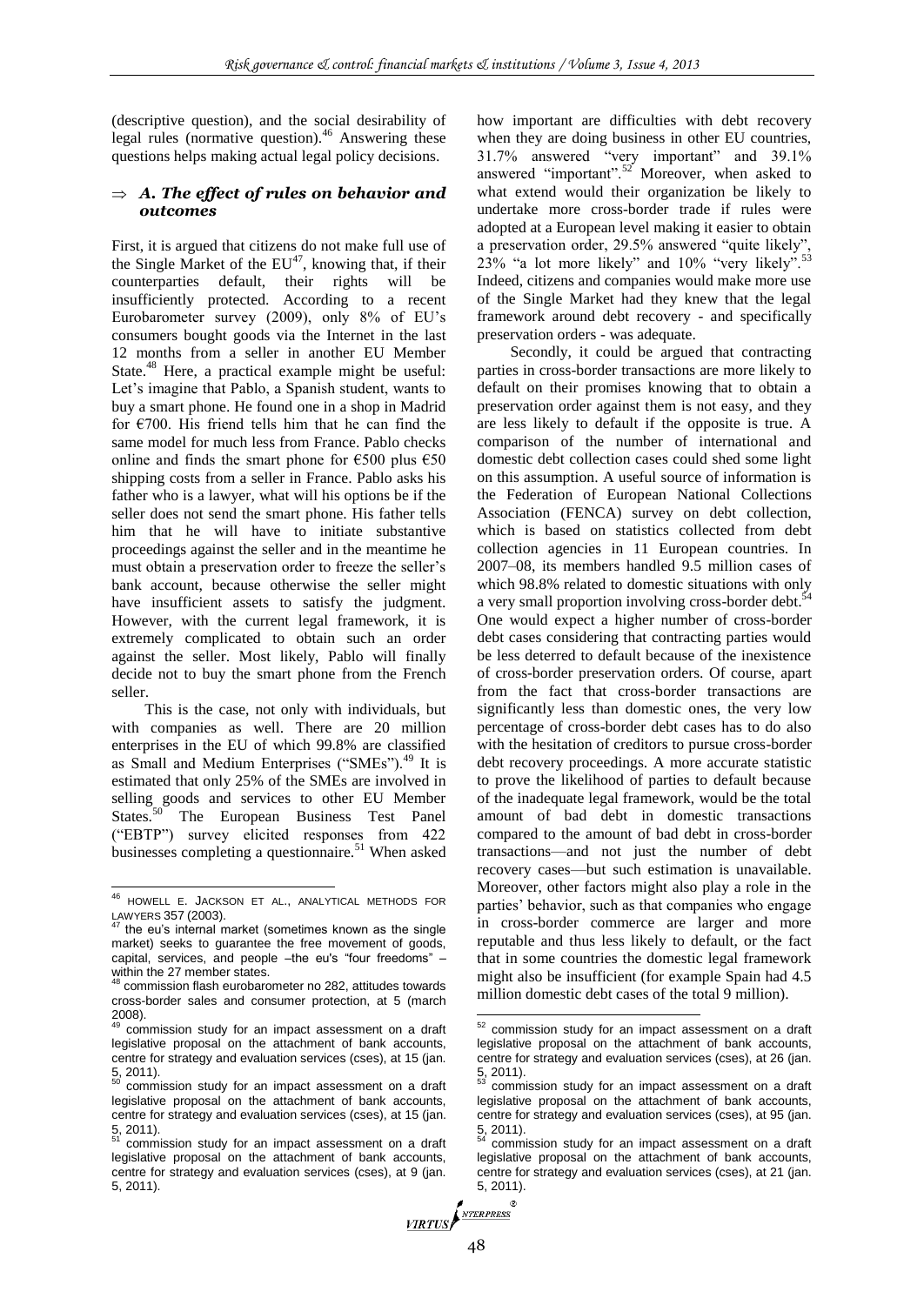(descriptive question), and the social desirability of legal rules (normative question).[46] Answering these questions helps making actual legal policy decisions.

### ⇒ *A. The effect of rules on behavior and outcomes*

First, it is argued that citizens do not make full use of the Single Market of the EU[47], knowing that, if their counterparties default, their rights will be insufficiently protected. According to a recent Eurobarometer survey (2009), only 8% of EU's consumers bought goods via the Internet in the last 12 months from a seller in another EU Member State.[48] Here, a practical example might be useful: Let's imagine that Pablo, a Spanish student, wants to buy a smart phone. He found one in a shop in Madrid for €700. His friend tells him that he can find the same model for much less from France. Pablo checks online and finds the smart phone for €500 plus €50 shipping costs from a seller in France. Pablo asks his father who is a lawyer, what will his options be if the seller does not send the smart phone. His father tells him that he will have to initiate substantive proceedings against the seller and in the meantime he must obtain a preservation order to freeze the seller's bank account, because otherwise the seller might have insufficient assets to satisfy the judgment. However, with the current legal framework, it is extremely complicated to obtain such an order against the seller. Most likely, Pablo will finally decide not to buy the smart phone from the French seller.

This is the case, not only with individuals, but with companies as well. There are 20 million enterprises in the EU of which 99.8% are classified as Small and Medium Enterprises ("SMEs").[49] It is estimated that only 25% of the SMEs are involved in selling goods and services to other EU Member States.[50] The European Business Test Panel ("EBTP") survey elicited responses from 422 businesses completing a questionnaire.[51] When asked how important are difficulties with debt recovery when they are doing business in other EU countries, 31.7% answered "very important" and 39.1% answered "important".[52] Moreover, when asked to what extend would their organization be likely to undertake more cross-border trade if rules were adopted at a European level making it easier to obtain a preservation order, 29.5% answered "quite likely", 23% "a lot more likely" and 10% "very likely".[53] Indeed, citizens and companies would make more use of the Single Market had they knew that the legal framework around debt recovery - and specifically preservation orders - was adequate.

Secondly, it could be argued that contracting parties in cross-border transactions are more likely to default on their promises knowing that to obtain a preservation order against them is not easy, and they are less likely to default if the opposite is true. A comparison of the number of international and domestic debt collection cases could shed some light on this assumption. A useful source of information is the Federation of European National Collections Association (FENCA) survey on debt collection, which is based on statistics collected from debt collection agencies in 11 European countries. In 2007–08, its members handled 9.5 million cases of which 98.8% related to domestic situations with only a very small proportion involving cross-border debt.[54] One would expect a higher number of cross-border debt cases considering that contracting parties would be less deterred to default because of the inexistence of cross-border preservation orders. Of course, apart from the fact that cross-border transactions are significantly less than domestic ones, the very low percentage of cross-border debt cases has to do also with the hesitation of creditors to pursue cross-border debt recovery proceedings. A more accurate statistic to prove the likelihood of parties to default because of the inadequate legal framework, would be the total amount of bad debt in domestic transactions compared to the amount of bad debt in cross-border transactions—and not just the number of debt recovery cases—but such estimation is unavailable. Moreover, other factors might also play a role in the parties' behavior, such as that companies who engage in cross-border commerce are larger and more reputable and thus less likely to default, or the fact that in some countries the domestic legal framework might also be insufficient (for example Spain had 4.5 million domestic debt cases of the total 9 million).

---

[46] HOWELL E. JACKSON ET AL., ANALYTICAL METHODS FOR LAWYERS 357 (2003).

[47] the eu's internal market (sometimes known as the single market) seeks to guarantee the free movement of goods, capital, services, and people –the eu's "four freedoms" – within the 27 member states.

[48] commission flash eurobarometer no 282, attitudes towards cross-border sales and consumer protection, at 5 (march 2008).

[49] commission study for an impact assessment on a draft legislative proposal on the attachment of bank accounts, centre for strategy and evaluation services (cses), at 15 (jan. 5, 2011).

[50] commission study for an impact assessment on a draft legislative proposal on the attachment of bank accounts, centre for strategy and evaluation services (cses), at 15 (jan. 5, 2011).

[51] commission study for an impact assessment on a draft legislative proposal on the attachment of bank accounts, centre for strategy and evaluation services (cses), at 9 (jan. 5, 2011).

[52] commission study for an impact assessment on a draft legislative proposal on the attachment of bank accounts, centre for strategy and evaluation services (cses), at 26 (jan. 5, 2011).

[53] commission study for an impact assessment on a draft legislative proposal on the attachment of bank accounts, centre for strategy and evaluation services (cses), at 95 (jan. 5, 2011).

[54] commission study for an impact assessment on a draft legislative proposal on the attachment of bank accounts, centre for strategy and evaluation services (cses), at 21 (jan. 5, 2011).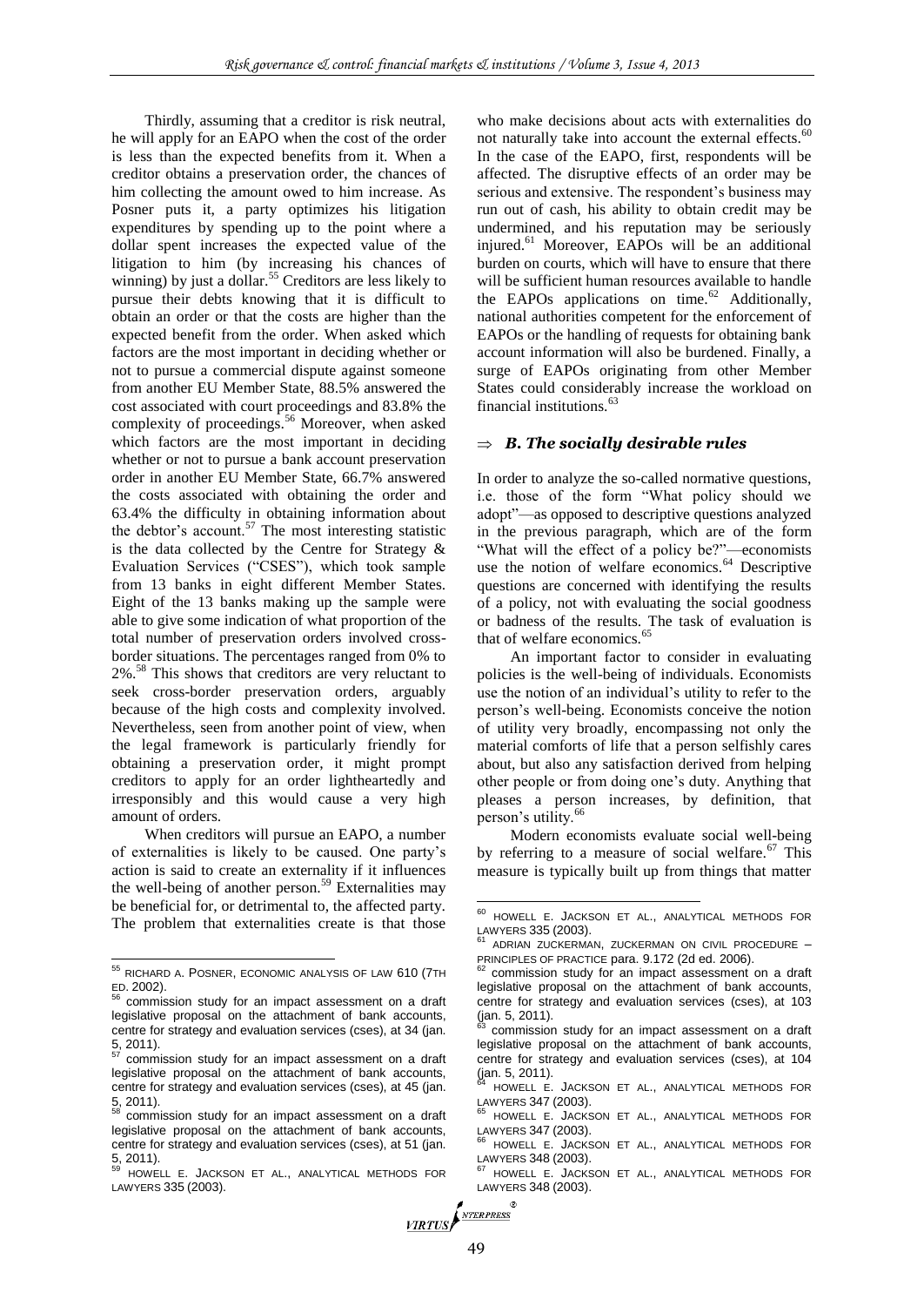Thirdly, assuming that a creditor is risk neutral, he will apply for an EAPO when the cost of the order is less than the expected benefits from it. When a creditor obtains a preservation order, the chances of him collecting the amount owed to him increase. As Posner puts it, a party optimizes his litigation expenditures by spending up to the point where a dollar spent increases the expected value of the litigation to him (by increasing his chances of winning) by just a dollar.[55] Creditors are less likely to pursue their debts knowing that it is difficult to obtain an order or that the costs are higher than the expected benefit from the order. When asked which factors are the most important in deciding whether or not to pursue a commercial dispute against someone from another EU Member State, 88.5% answered the cost associated with court proceedings and 83.8% the complexity of proceedings.[56] Moreover, when asked which factors are the most important in deciding whether or not to pursue a bank account preservation order in another EU Member State, 66.7% answered the costs associated with obtaining the order and 63.4% the difficulty in obtaining information about the debtor's account.[57] The most interesting statistic is the data collected by the Centre for Strategy & Evaluation Services ("CSES"), which took sample from 13 banks in eight different Member States. Eight of the 13 banks making up the sample were able to give some indication of what proportion of the total number of preservation orders involved cross-border situations. The percentages ranged from 0% to 2%.[58] This shows that creditors are very reluctant to seek cross-border preservation orders, arguably because of the high costs and complexity involved. Nevertheless, seen from another point of view, when the legal framework is particularly friendly for obtaining a preservation order, it might prompt creditors to apply for an order lightheartedly and irresponsibly and this would cause a very high amount of orders.

When creditors will pursue an EAPO, a number of externalities is likely to be caused. One party's action is said to create an externality if it influences the well-being of another person.[59] Externalities may be beneficial for, or detrimental to, the affected party. The problem that externalities create is that those who make decisions about acts with externalities do not naturally take into account the external effects.[60] In the case of the EAPO, first, respondents will be affected. The disruptive effects of an order may be serious and extensive. The respondent's business may run out of cash, his ability to obtain credit may be undermined, and his reputation may be seriously injured.[61] Moreover, EAPOs will be an additional burden on courts, which will have to ensure that there will be sufficient human resources available to handle the EAPOs applications on time.[62] Additionally, national authorities competent for the enforcement of EAPOs or the handling of requests for obtaining bank account information will also be burdened. Finally, a surge of EAPOs originating from other Member States could considerably increase the workload on financial institutions.[63]

### ⇒ *B. The socially desirable rules*

In order to analyze the so-called normative questions, i.e. those of the form "What policy should we adopt"—as opposed to descriptive questions analyzed in the previous paragraph, which are of the form "What will the effect of a policy be?"—economists use the notion of welfare economics.[64] Descriptive questions are concerned with identifying the results of a policy, not with evaluating the social goodness or badness of the results. The task of evaluation is that of welfare economics.[65]

An important factor to consider in evaluating policies is the well-being of individuals. Economists use the notion of an individual's utility to refer to the person's well-being. Economists conceive the notion of utility very broadly, encompassing not only the material comforts of life that a person selfishly cares about, but also any satisfaction derived from helping other people or from doing one's duty. Anything that pleases a person increases, by definition, that person's utility.[66]

Modern economists evaluate social well-being by referring to a measure of social welfare.[67] This measure is typically built up from things that matter

---

[55] RICHARD A. POSNER, ECONOMIC ANALYSIS OF LAW 610 (7TH ED. 2002).

[56] commission study for an impact assessment on a draft legislative proposal on the attachment of bank accounts, centre for strategy and evaluation services (cses), at 34 (jan. 5, 2011).

[57] commission study for an impact assessment on a draft legislative proposal on the attachment of bank accounts, centre for strategy and evaluation services (cses), at 45 (jan. 5, 2011).

[58] commission study for an impact assessment on a draft legislative proposal on the attachment of bank accounts, centre for strategy and evaluation services (cses), at 51 (jan. 5, 2011).

[59] HOWELL E. JACKSON ET AL., ANALYTICAL METHODS FOR LAWYERS 335 (2003).

[60] HOWELL E. JACKSON ET AL., ANALYTICAL METHODS FOR LAWYERS 335 (2003).

[61] ADRIAN ZUCKERMAN, ZUCKERMAN ON CIVIL PROCEDURE – PRINCIPLES OF PRACTICE para. 9.172 (2d ed. 2006).

[62] commission study for an impact assessment on a draft legislative proposal on the attachment of bank accounts, centre for strategy and evaluation services (cses), at 103 (jan. 5, 2011).

[63] commission study for an impact assessment on a draft legislative proposal on the attachment of bank accounts, centre for strategy and evaluation services (cses), at 104 (jan. 5, 2011).

[64] HOWELL E. JACKSON ET AL., ANALYTICAL METHODS FOR LAWYERS 347 (2003).

[65] HOWELL E. JACKSON ET AL., ANALYTICAL METHODS FOR LAWYERS 347 (2003).

[66] HOWELL E. JACKSON ET AL., ANALYTICAL METHODS FOR LAWYERS 348 (2003).

[67] HOWELL E. JACKSON ET AL., ANALYTICAL METHODS FOR LAWYERS 348 (2003).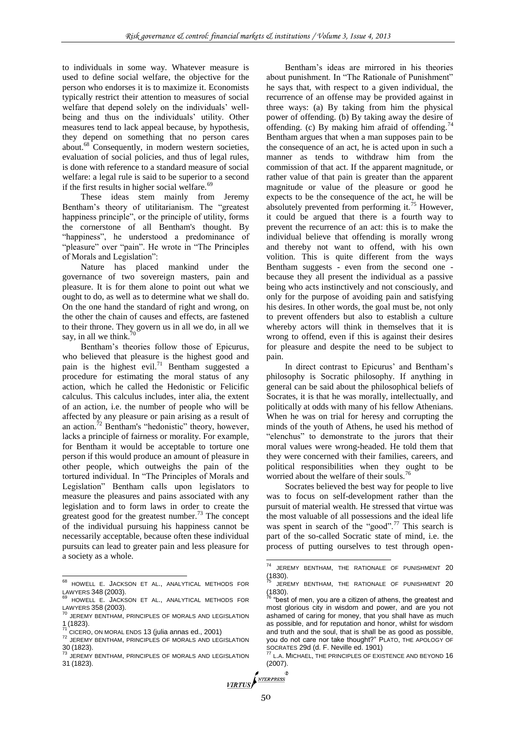to individuals in some way. Whatever measure is used to define social welfare, the objective for the person who endorses it is to maximize it. Economists typically restrict their attention to measures of social welfare that depend solely on the individuals' well-being and thus on the individuals' utility. Other measures tend to lack appeal because, by hypothesis, they depend on something that no person cares about.[68] Consequently, in modern western societies, evaluation of social policies, and thus of legal rules, is done with reference to a standard measure of social welfare: a legal rule is said to be superior to a second if the first results in higher social welfare.[69]

These ideas stem mainly from Jeremy Bentham's theory of utilitarianism. The "greatest happiness principle", or the principle of utility, forms the cornerstone of all Bentham's thought. By "happiness", he understood a predominance of "pleasure" over "pain". He wrote in "The Principles of Morals and Legislation":

Nature has placed mankind under the governance of two sovereign masters, pain and pleasure. It is for them alone to point out what we ought to do, as well as to determine what we shall do. On the one hand the standard of right and wrong, on the other the chain of causes and effects, are fastened to their throne. They govern us in all we do, in all we say, in all we think.[70]

Bentham's theories follow those of Epicurus, who believed that pleasure is the highest good and pain is the highest evil.[71] Bentham suggested a procedure for estimating the moral status of any action, which he called the Hedonistic or Felicific calculus. This calculus includes, inter alia, the extent of an action, i.e. the number of people who will be affected by any pleasure or pain arising as a result of an action.[72] Bentham's "hedonistic" theory, however, lacks a principle of fairness or morality. For example, for Bentham it would be acceptable to torture one person if this would produce an amount of pleasure in other people, which outweighs the pain of the tortured individual. In "The Principles of Morals and Legislation" Bentham calls upon legislators to measure the pleasures and pains associated with any legislation and to form laws in order to create the greatest good for the greatest number.[73] The concept of the individual pursuing his happiness cannot be necessarily acceptable, because often these individual pursuits can lead to greater pain and less pleasure for a society as a whole.

Bentham's ideas are mirrored in his theories about punishment. In "The Rationale of Punishment" he says that, with respect to a given individual, the recurrence of an offense may be provided against in three ways: (a) By taking from him the physical power of offending. (b) By taking away the desire of offending. (c) By making him afraid of offending.[74] Bentham argues that when a man supposes pain to be the consequence of an act, he is acted upon in such a manner as tends to withdraw him from the commission of that act. If the apparent magnitude, or rather value of that pain is greater than the apparent magnitude or value of the pleasure or good he expects to be the consequence of the act, he will be absolutely prevented from performing it.[75] However, it could be argued that there is a fourth way to prevent the recurrence of an act: this is to make the individual believe that offending is morally wrong and thereby not want to offend, with his own volition. This is quite different from the ways Bentham suggests - even from the second one - because they all present the individual as a passive being who acts instinctively and not consciously, and only for the purpose of avoiding pain and satisfying his desires. In other words, the goal must be, not only to prevent offenders but also to establish a culture whereby actors will think in themselves that it is wrong to offend, even if this is against their desires for pleasure and despite the need to be subject to pain.

In direct contrast to Epicurus' and Bentham's philosophy is Socratic philosophy. If anything in general can be said about the philosophical beliefs of Socrates, it is that he was morally, intellectually, and politically at odds with many of his fellow Athenians. When he was on trial for heresy and corrupting the minds of the youth of Athens, he used his method of "elenchus" to demonstrate to the jurors that their moral values were wrong-headed. He told them that they were concerned with their families, careers, and political responsibilities when they ought to be worried about the welfare of their souls.[76]

Socrates believed the best way for people to live was to focus on self-development rather than the pursuit of material wealth. He stressed that virtue was the most valuable of all possessions and the ideal life was spent in search of the "good".[77] This search is part of the so-called Socratic state of mind, i.e. the process of putting ourselves to test through open-

---

[68] HOWELL E. JACKSON ET AL., ANALYTICAL METHODS FOR LAWYERS 348 (2003).

[69] HOWELL E. JACKSON ET AL., ANALYTICAL METHODS FOR LAWYERS 358 (2003).

[70] JEREMY BENTHAM, PRINCIPLES OF MORALS AND LEGISLATION 1 (1823).

[71] CICERO, ON MORAL ENDS 13 (julia annas ed., 2001)

[72] JEREMY BENTHAM, PRINCIPLES OF MORALS AND LEGISLATION 30 (1823).

[73] JEREMY BENTHAM, PRINCIPLES OF MORALS AND LEGISLATION 31 (1823).

[74] JEREMY BENTHAM, THE RATIONALE OF PUNISHMENT 20 (1830).

[75] JEREMY BENTHAM, THE RATIONALE OF PUNISHMENT 20 (1830).

[76] "best of men, you are a citizen of athens, the greatest and most glorious city in wisdom and power, and are you not ashamed of caring for money, that you shall have as much as possible, and for reputation and honor, whilst for wisdom and truth and the soul, that is shall be as good as possible, you do not care nor take thought?" PLATO, THE APOLOGY OF SOCRATES 29d (d. F. Neville ed. 1901)

[77] L.A. MICHAEL, THE PRINCIPLES OF EXISTENCE AND BEYOND 16 (2007).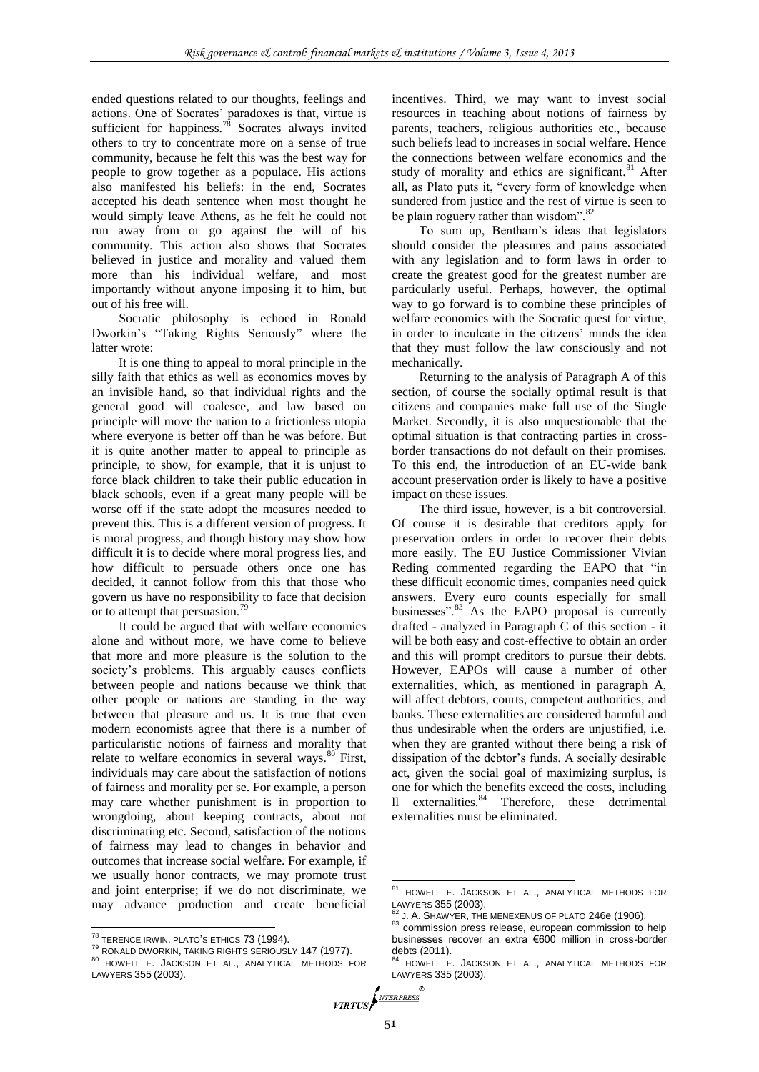ended questions related to our thoughts, feelings and actions. One of Socrates' paradoxes is that, virtue is sufficient for happiness.[78] Socrates always invited others to try to concentrate more on a sense of true community, because he felt this was the best way for people to grow together as a populace. His actions also manifested his beliefs: in the end, Socrates accepted his death sentence when most thought he would simply leave Athens, as he felt he could not run away from or go against the will of his community. This action also shows that Socrates believed in justice and morality and valued them more than his individual welfare, and most importantly without anyone imposing it to him, but out of his free will.

Socratic philosophy is echoed in Ronald Dworkin's "Taking Rights Seriously" where the latter wrote:

It is one thing to appeal to moral principle in the silly faith that ethics as well as economics moves by an invisible hand, so that individual rights and the general good will coalesce, and law based on principle will move the nation to a frictionless utopia where everyone is better off than he was before. But it is quite another matter to appeal to principle as principle, to show, for example, that it is unjust to force black children to take their public education in black schools, even if a great many people will be worse off if the state adopt the measures needed to prevent this. This is a different version of progress. It is moral progress, and though history may show how difficult it is to decide where moral progress lies, and how difficult to persuade others once one has decided, it cannot follow from this that those who govern us have no responsibility to face that decision or to attempt that persuasion.[79]

It could be argued that with welfare economics alone and without more, we have come to believe that more and more pleasure is the solution to the society's problems. This arguably causes conflicts between people and nations because we think that other people or nations are standing in the way between that pleasure and us. It is true that even modern economists agree that there is a number of particularistic notions of fairness and morality that relate to welfare economics in several ways.[80] First, individuals may care about the satisfaction of notions of fairness and morality per se. For example, a person may care whether punishment is in proportion to wrongdoing, about keeping contracts, about not discriminating etc. Second, satisfaction of the notions of fairness may lead to changes in behavior and outcomes that increase social welfare. For example, if we usually honor contracts, we may promote trust and joint enterprise; if we do not discriminate, we may advance production and create beneficial incentives. Third, we may want to invest social resources in teaching about notions of fairness by parents, teachers, religious authorities etc., because such beliefs lead to increases in social welfare. Hence the connections between welfare economics and the study of morality and ethics are significant.[81] After all, as Plato puts it, "every form of knowledge when sundered from justice and the rest of virtue is seen to be plain roguery rather than wisdom".[82]

To sum up, Bentham's ideas that legislators should consider the pleasures and pains associated with any legislation and to form laws in order to create the greatest good for the greatest number are particularly useful. Perhaps, however, the optimal way to go forward is to combine these principles of welfare economics with the Socratic quest for virtue, in order to inculcate in the citizens' minds the idea that they must follow the law consciously and not mechanically.

Returning to the analysis of Paragraph A of this section, of course the socially optimal result is that citizens and companies make full use of the Single Market. Secondly, it is also unquestionable that the optimal situation is that contracting parties in cross-border transactions do not default on their promises. To this end, the introduction of an EU-wide bank account preservation order is likely to have a positive impact on these issues.

The third issue, however, is a bit controversial. Of course it is desirable that creditors apply for preservation orders in order to recover their debts more easily. The EU Justice Commissioner Vivian Reding commented regarding the EAPO that "in these difficult economic times, companies need quick answers. Every euro counts especially for small businesses".[83] As the EAPO proposal is currently drafted - analyzed in Paragraph C of this section - it will be both easy and cost-effective to obtain an order and this will prompt creditors to pursue their debts. However, EAPOs will cause a number of other externalities, which, as mentioned in paragraph A, will affect debtors, courts, competent authorities, and banks. These externalities are considered harmful and thus undesirable when the orders are unjustified, i.e. when they are granted without there being a risk of dissipation of the debtor's funds. A socially desirable act, given the social goal of maximizing surplus, is one for which the benefits exceed the costs, including ll externalities.[84] Therefore, these detrimental externalities must be eliminated.

---

[78] TERENCE IRWIN, PLATO'S ETHICS 73 (1994).

[79] RONALD DWORKIN, TAKING RIGHTS SERIOUSLY 147 (1977).

[80] HOWELL E. JACKSON ET AL., ANALYTICAL METHODS FOR LAWYERS 355 (2003).

[81] HOWELL E. JACKSON ET AL., ANALYTICAL METHODS FOR LAWYERS 355 (2003).

[82] J. A. SHAWYER, THE MENEXENUS OF PLATO 246e (1906).

[83] commission press release, european commission to help businesses recover an extra €600 million in cross-border debts (2011).

[84] HOWELL E. JACKSON ET AL., ANALYTICAL METHODS FOR LAWYERS 335 (2003).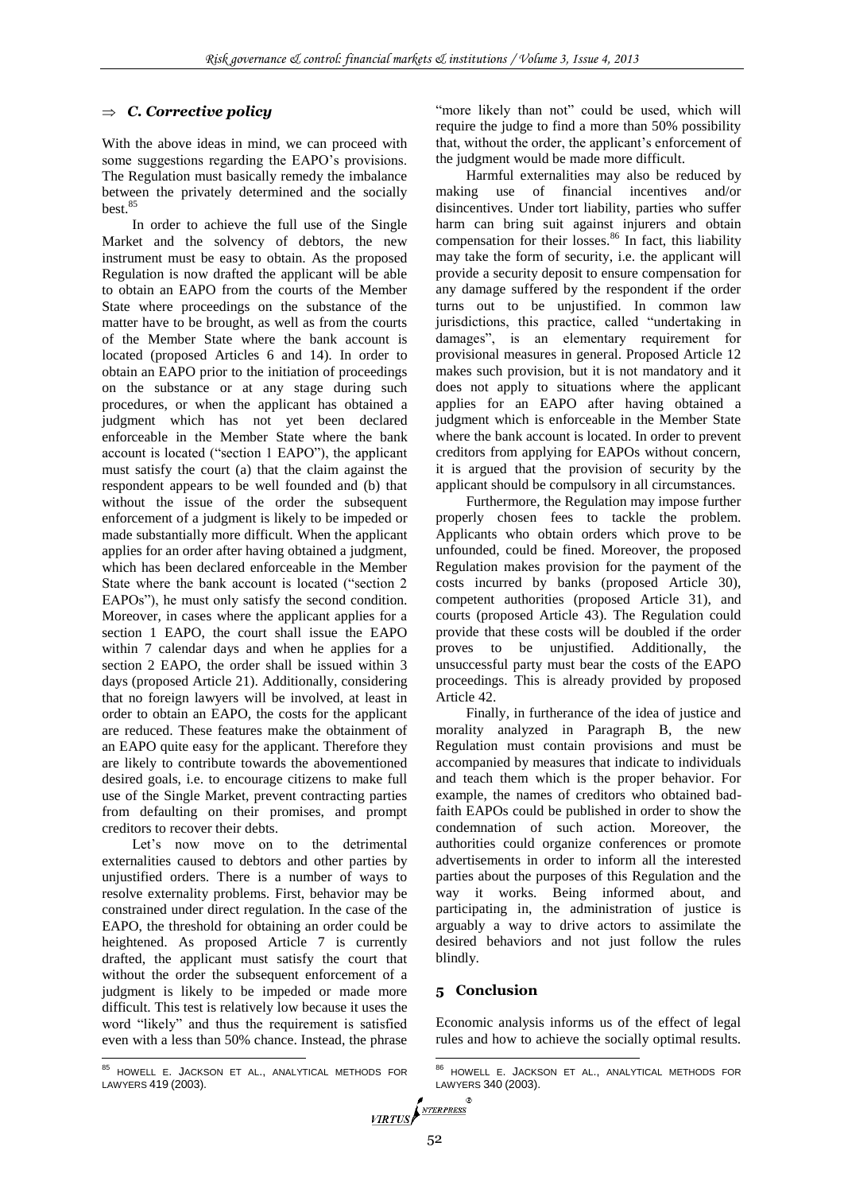### ⇒ *C. Corrective policy*

With the above ideas in mind, we can proceed with some suggestions regarding the EAPO's provisions. The Regulation must basically remedy the imbalance between the privately determined and the socially best.[85]

In order to achieve the full use of the Single Market and the solvency of debtors, the new instrument must be easy to obtain. As the proposed Regulation is now drafted the applicant will be able to obtain an EAPO from the courts of the Member State where proceedings on the substance of the matter have to be brought, as well as from the courts of the Member State where the bank account is located (proposed Articles 6 and 14). In order to obtain an EAPO prior to the initiation of proceedings on the substance or at any stage during such procedures, or when the applicant has obtained a judgment which has not yet been declared enforceable in the Member State where the bank account is located ("section 1 EAPO"), the applicant must satisfy the court (a) that the claim against the respondent appears to be well founded and (b) that without the issue of the order the subsequent enforcement of a judgment is likely to be impeded or made substantially more difficult. When the applicant applies for an order after having obtained a judgment, which has been declared enforceable in the Member State where the bank account is located ("section 2 EAPOs"), he must only satisfy the second condition. Moreover, in cases where the applicant applies for a section 1 EAPO, the court shall issue the EAPO within 7 calendar days and when he applies for a section 2 EAPO, the order shall be issued within 3 days (proposed Article 21). Additionally, considering that no foreign lawyers will be involved, at least in order to obtain an EAPO, the costs for the applicant are reduced. These features make the obtainment of an EAPO quite easy for the applicant. Therefore they are likely to contribute towards the abovementioned desired goals, i.e. to encourage citizens to make full use of the Single Market, prevent contracting parties from defaulting on their promises, and prompt creditors to recover their debts.

Let's now move on to the detrimental externalities caused to debtors and other parties by unjustified orders. There is a number of ways to resolve externality problems. First, behavior may be constrained under direct regulation. In the case of the EAPO, the threshold for obtaining an order could be heightened. As proposed Article 7 is currently drafted, the applicant must satisfy the court that without the order the subsequent enforcement of a judgment is likely to be impeded or made more difficult. This test is relatively low because it uses the word "likely" and thus the requirement is satisfied even with a less than 50% chance. Instead, the phrase "more likely than not" could be used, which will require the judge to find a more than 50% possibility that, without the order, the applicant's enforcement of the judgment would be made more difficult.

Harmful externalities may also be reduced by making use of financial incentives and/or disincentives. Under tort liability, parties who suffer harm can bring suit against injurers and obtain compensation for their losses.[86] In fact, this liability may take the form of security, i.e. the applicant will provide a security deposit to ensure compensation for any damage suffered by the respondent if the order turns out to be unjustified. In common law jurisdictions, this practice, called "undertaking in damages", is an elementary requirement for provisional measures in general. Proposed Article 12 makes such provision, but it is not mandatory and it does not apply to situations where the applicant applies for an EAPO after having obtained a judgment which is enforceable in the Member State where the bank account is located. In order to prevent creditors from applying for EAPOs without concern, it is argued that the provision of security by the applicant should be compulsory in all circumstances.

Furthermore, the Regulation may impose further properly chosen fees to tackle the problem. Applicants who obtain orders which prove to be unfounded, could be fined. Moreover, the proposed Regulation makes provision for the payment of the costs incurred by banks (proposed Article 30), competent authorities (proposed Article 31), and courts (proposed Article 43). The Regulation could provide that these costs will be doubled if the order proves to be unjustified. Additionally, the unsuccessful party must bear the costs of the EAPO proceedings. This is already provided by proposed Article 42.

Finally, in furtherance of the idea of justice and morality analyzed in Paragraph B, the new Regulation must contain provisions and must be accompanied by measures that indicate to individuals and teach them which is the proper behavior. For example, the names of creditors who obtained bad-faith EAPOs could be published in order to show the condemnation of such action. Moreover, the authorities could organize conferences or promote advertisements in order to inform all the interested parties about the purposes of this Regulation and the way it works. Being informed about, and participating in, the administration of justice is arguably a way to drive actors to assimilate the desired behaviors and not just follow the rules blindly.

## 5 Conclusion

Economic analysis informs us of the effect of legal rules and how to achieve the socially optimal results.

---

[85] HOWELL E. JACKSON ET AL., ANALYTICAL METHODS FOR LAWYERS 419 (2003).

[86] HOWELL E. JACKSON ET AL., ANALYTICAL METHODS FOR LAWYERS 340 (2003).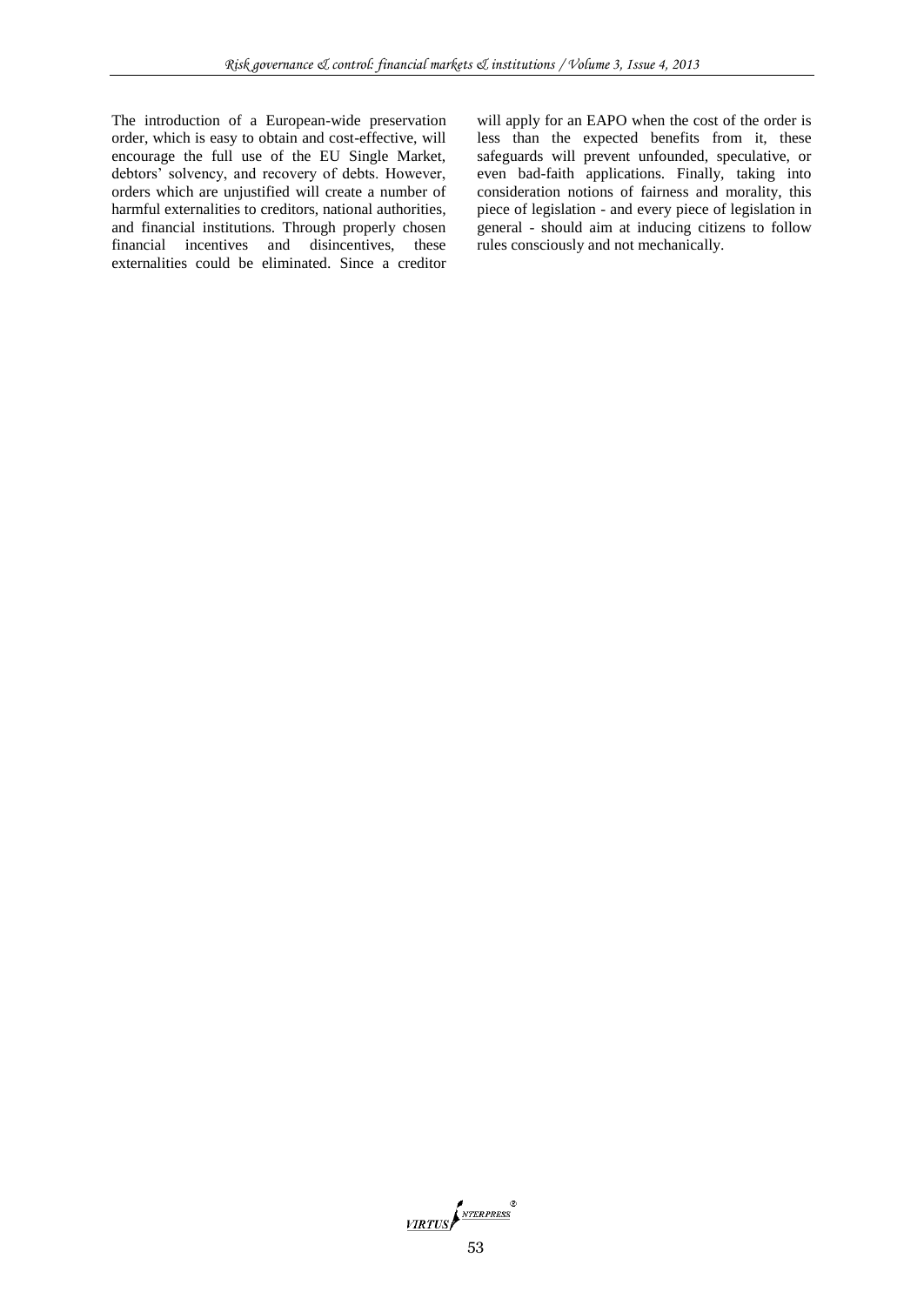The introduction of a European-wide preservation order, which is easy to obtain and cost-effective, will encourage the full use of the EU Single Market, debtors' solvency, and recovery of debts. However, orders which are unjustified will create a number of harmful externalities to creditors, national authorities, and financial institutions. Through properly chosen financial incentives and disincentives, these externalities could be eliminated. Since a creditor will apply for an EAPO when the cost of the order is less than the expected benefits from it, these safeguards will prevent unfounded, speculative, or even bad-faith applications. Finally, taking into consideration notions of fairness and morality, this piece of legislation - and every piece of legislation in general - should aim at inducing citizens to follow rules consciously and not mechanically.